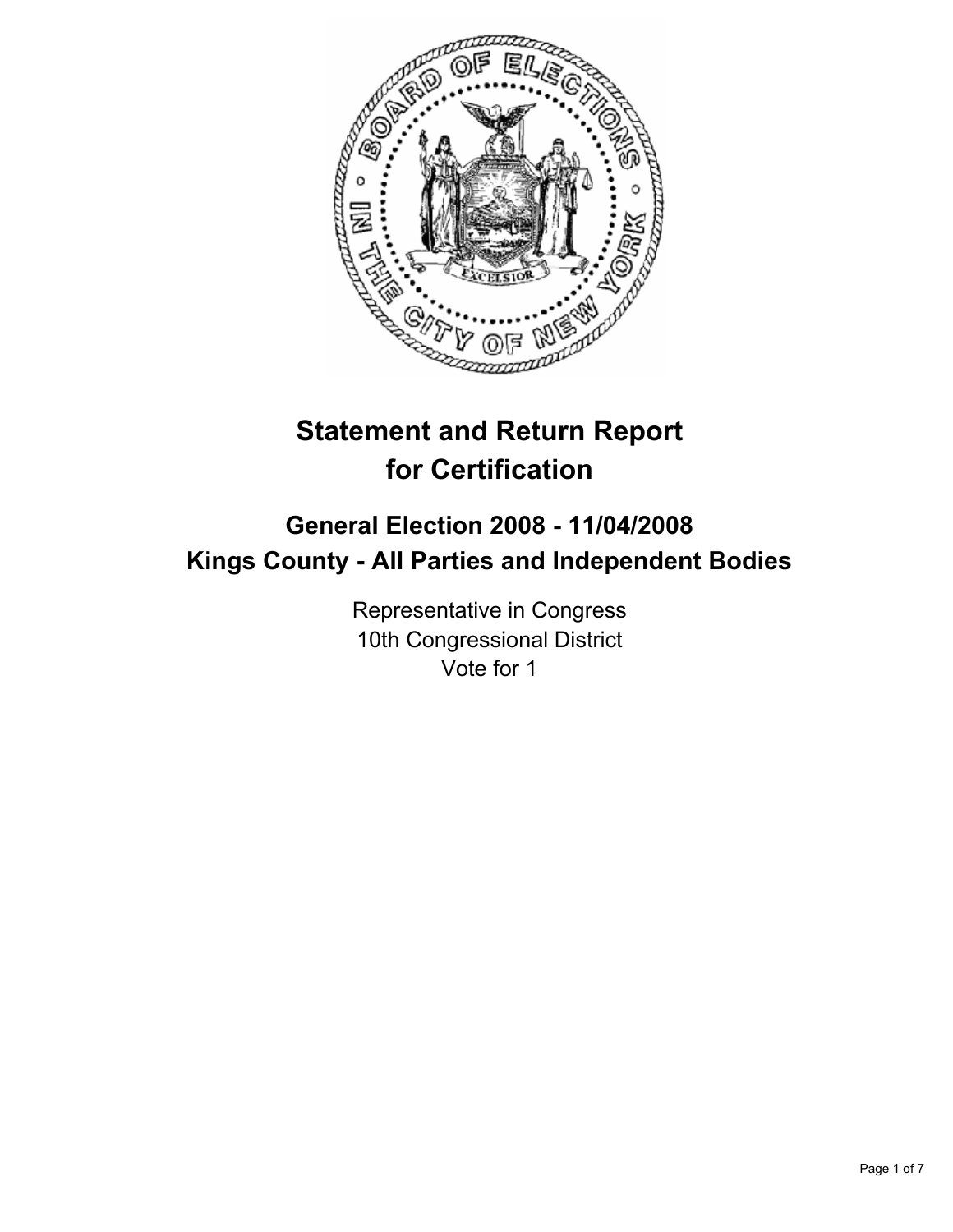# Statement and Return Report for Certification

## General Election 2008 - 11/04/2008
## Kings County - All Parties and Independent Bodies

Representative in Congress
10th Congressional District
Vote for 1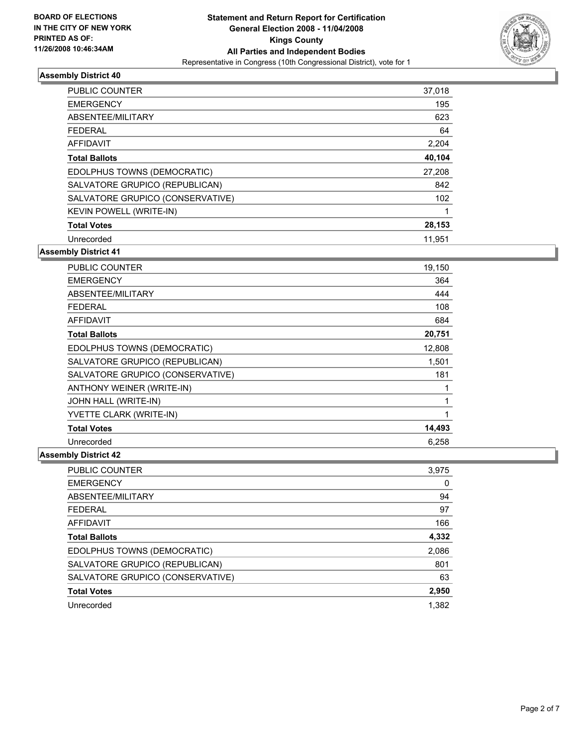BOARD OF ELECTIONS
IN THE CITY OF NEW YORK
PRINTED AS OF:
11/26/2008 10:46:34AM

# Statement and Return Report for Certification
## General Election 2008 - 11/04/2008
## Kings County
## All Parties and Independent Bodies
Representative in Congress (10th Congressional District), vote for 1

### Assembly District 40

| | |
|---|---|
| PUBLIC COUNTER | 37,018 |
| EMERGENCY | 195 |
| ABSENTEE/MILITARY | 623 |
| FEDERAL | 64 |
| AFFIDAVIT | 2,204 |
| **Total Ballots** | **40,104** |
| EDOLPHUS TOWNS (DEMOCRATIC) | 27,208 |
| SALVATORE GRUPICO (REPUBLICAN) | 842 |
| SALVATORE GRUPICO (CONSERVATIVE) | 102 |
| KEVIN POWELL (WRITE-IN) | 1 |
| **Total Votes** | **28,153** |
| Unrecorded | 11,951 |

### Assembly District 41

| | |
|---|---|
| PUBLIC COUNTER | 19,150 |
| EMERGENCY | 364 |
| ABSENTEE/MILITARY | 444 |
| FEDERAL | 108 |
| AFFIDAVIT | 684 |
| **Total Ballots** | **20,751** |
| EDOLPHUS TOWNS (DEMOCRATIC) | 12,808 |
| SALVATORE GRUPICO (REPUBLICAN) | 1,501 |
| SALVATORE GRUPICO (CONSERVATIVE) | 181 |
| ANTHONY WEINER (WRITE-IN) | 1 |
| JOHN HALL (WRITE-IN) | 1 |
| YVETTE CLARK (WRITE-IN) | 1 |
| **Total Votes** | **14,493** |
| Unrecorded | 6,258 |

### Assembly District 42

| | |
|---|---|
| PUBLIC COUNTER | 3,975 |
| EMERGENCY | 0 |
| ABSENTEE/MILITARY | 94 |
| FEDERAL | 97 |
| AFFIDAVIT | 166 |
| **Total Ballots** | **4,332** |
| EDOLPHUS TOWNS (DEMOCRATIC) | 2,086 |
| SALVATORE GRUPICO (REPUBLICAN) | 801 |
| SALVATORE GRUPICO (CONSERVATIVE) | 63 |
| **Total Votes** | **2,950** |
| Unrecorded | 1,382 |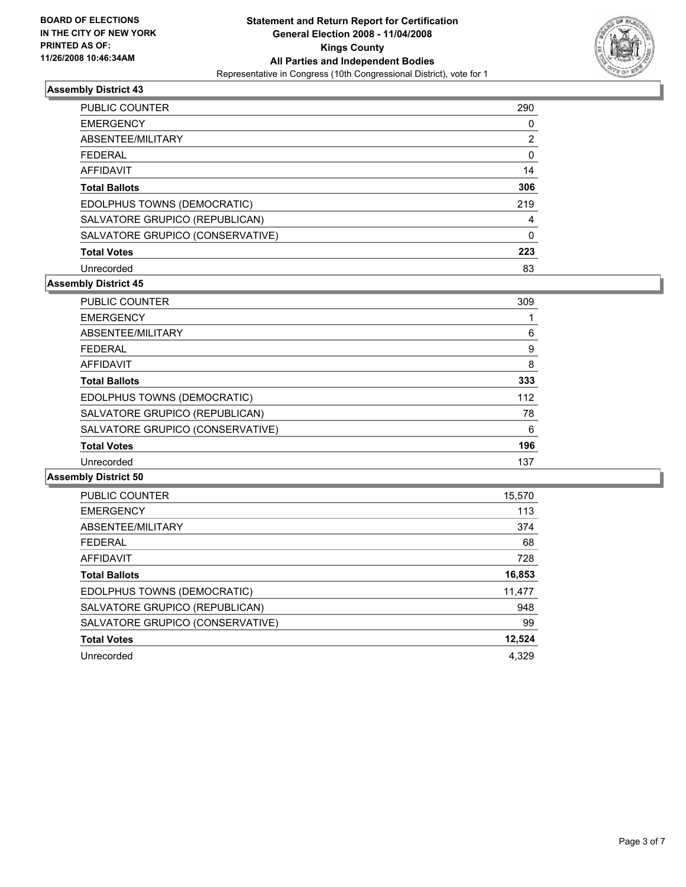**BOARD OF ELECTIONS IN THE CITY OF NEW YORK PRINTED AS OF: 11/26/2008 10:46:34AM**

# Statement and Return Report for Certification
## General Election 2008 - 11/04/2008
## Kings County
## All Parties and Independent Bodies
Representative in Congress (10th Congressional District), vote for 1

### Assembly District 43

| | |
|---|---|
| PUBLIC COUNTER | 290 |
| EMERGENCY | 0 |
| ABSENTEE/MILITARY | 2 |
| FEDERAL | 0 |
| AFFIDAVIT | 14 |
| **Total Ballots** | **306** |
| EDOLPHUS TOWNS (DEMOCRATIC) | 219 |
| SALVATORE GRUPICO (REPUBLICAN) | 4 |
| SALVATORE GRUPICO (CONSERVATIVE) | 0 |
| **Total Votes** | **223** |
| Unrecorded | 83 |

### Assembly District 45

| | |
|---|---|
| PUBLIC COUNTER | 309 |
| EMERGENCY | 1 |
| ABSENTEE/MILITARY | 6 |
| FEDERAL | 9 |
| AFFIDAVIT | 8 |
| **Total Ballots** | **333** |
| EDOLPHUS TOWNS (DEMOCRATIC) | 112 |
| SALVATORE GRUPICO (REPUBLICAN) | 78 |
| SALVATORE GRUPICO (CONSERVATIVE) | 6 |
| **Total Votes** | **196** |
| Unrecorded | 137 |

### Assembly District 50

| | |
|---|---|
| PUBLIC COUNTER | 15,570 |
| EMERGENCY | 113 |
| ABSENTEE/MILITARY | 374 |
| FEDERAL | 68 |
| AFFIDAVIT | 728 |
| **Total Ballots** | **16,853** |
| EDOLPHUS TOWNS (DEMOCRATIC) | 11,477 |
| SALVATORE GRUPICO (REPUBLICAN) | 948 |
| SALVATORE GRUPICO (CONSERVATIVE) | 99 |
| **Total Votes** | **12,524** |
| Unrecorded | 4,329 |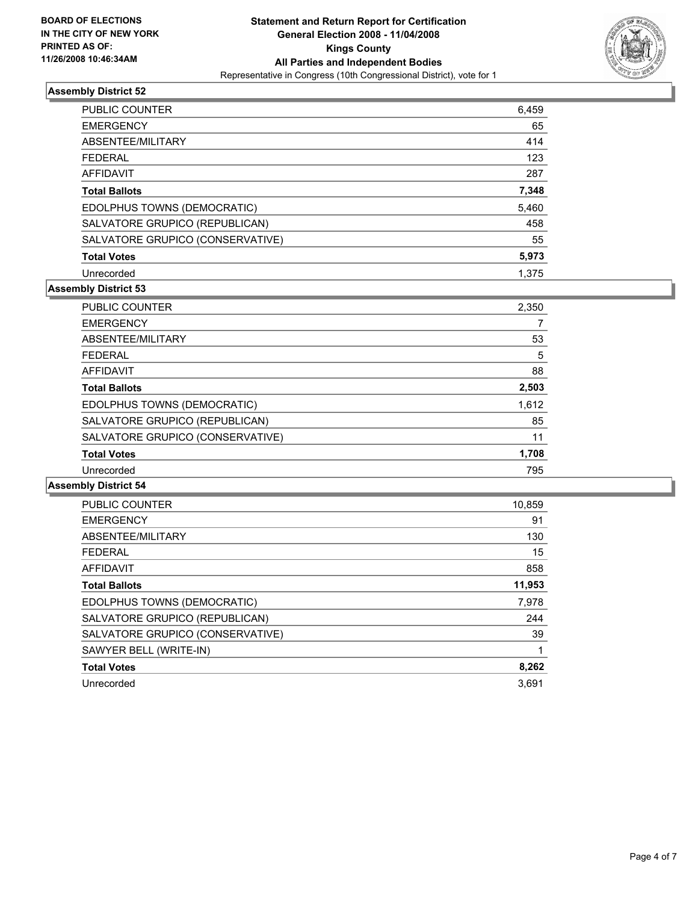**BOARD OF ELECTIONS IN THE CITY OF NEW YORK PRINTED AS OF: 11/26/2008 10:46:34AM**

# Statement and Return Report for Certification General Election 2008 - 11/04/2008 Kings County All Parties and Independent Bodies

Representative in Congress (10th Congressional District), vote for 1

## Assembly District 52

| | |
|---|---|
| PUBLIC COUNTER | 6,459 |
| EMERGENCY | 65 |
| ABSENTEE/MILITARY | 414 |
| FEDERAL | 123 |
| AFFIDAVIT | 287 |
| **Total Ballots** | **7,348** |
| EDOLPHUS TOWNS (DEMOCRATIC) | 5,460 |
| SALVATORE GRUPICO (REPUBLICAN) | 458 |
| SALVATORE GRUPICO (CONSERVATIVE) | 55 |
| **Total Votes** | **5,973** |
| Unrecorded | 1,375 |

## Assembly District 53

| | |
|---|---|
| PUBLIC COUNTER | 2,350 |
| EMERGENCY | 7 |
| ABSENTEE/MILITARY | 53 |
| FEDERAL | 5 |
| AFFIDAVIT | 88 |
| **Total Ballots** | **2,503** |
| EDOLPHUS TOWNS (DEMOCRATIC) | 1,612 |
| SALVATORE GRUPICO (REPUBLICAN) | 85 |
| SALVATORE GRUPICO (CONSERVATIVE) | 11 |
| **Total Votes** | **1,708** |
| Unrecorded | 795 |

## Assembly District 54

| | |
|---|---|
| PUBLIC COUNTER | 10,859 |
| EMERGENCY | 91 |
| ABSENTEE/MILITARY | 130 |
| FEDERAL | 15 |
| AFFIDAVIT | 858 |
| **Total Ballots** | **11,953** |
| EDOLPHUS TOWNS (DEMOCRATIC) | 7,978 |
| SALVATORE GRUPICO (REPUBLICAN) | 244 |
| SALVATORE GRUPICO (CONSERVATIVE) | 39 |
| SAWYER BELL (WRITE-IN) | 1 |
| **Total Votes** | **8,262** |
| Unrecorded | 3,691 |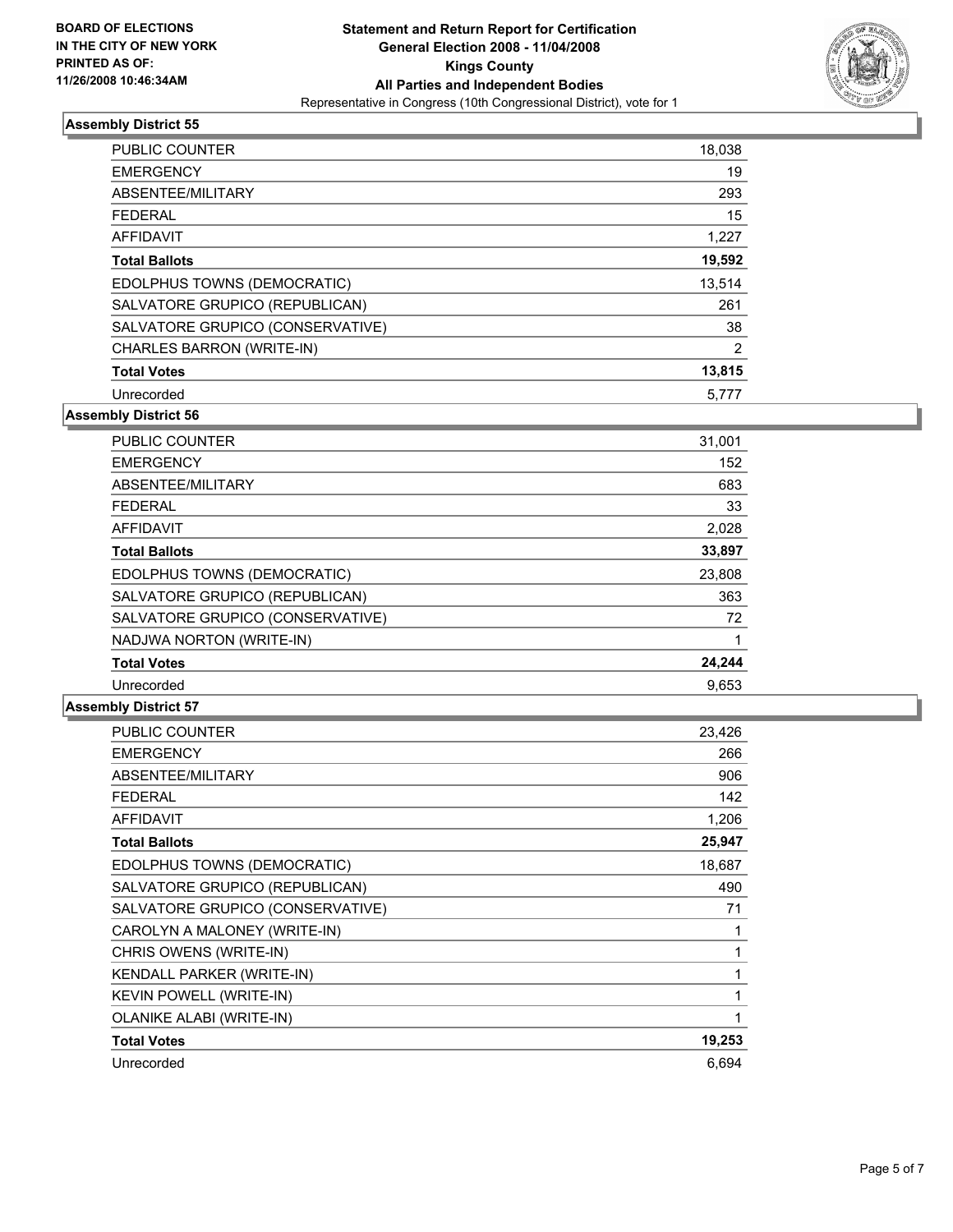**BOARD OF ELECTIONS IN THE CITY OF NEW YORK PRINTED AS OF: 11/26/2008 10:46:34AM**

**Statement and Return Report for Certification**
**General Election 2008 - 11/04/2008**
**Kings County**
**All Parties and Independent Bodies**
Representative in Congress (10th Congressional District), vote for 1

### Assembly District 55

| | |
|---|---|
| PUBLIC COUNTER | 18,038 |
| EMERGENCY | 19 |
| ABSENTEE/MILITARY | 293 |
| FEDERAL | 15 |
| AFFIDAVIT | 1,227 |
| **Total Ballots** | **19,592** |
| EDOLPHUS TOWNS (DEMOCRATIC) | 13,514 |
| SALVATORE GRUPICO (REPUBLICAN) | 261 |
| SALVATORE GRUPICO (CONSERVATIVE) | 38 |
| CHARLES BARRON (WRITE-IN) | 2 |
| **Total Votes** | **13,815** |
| Unrecorded | 5,777 |

### Assembly District 56

| | |
|---|---|
| PUBLIC COUNTER | 31,001 |
| EMERGENCY | 152 |
| ABSENTEE/MILITARY | 683 |
| FEDERAL | 33 |
| AFFIDAVIT | 2,028 |
| **Total Ballots** | **33,897** |
| EDOLPHUS TOWNS (DEMOCRATIC) | 23,808 |
| SALVATORE GRUPICO (REPUBLICAN) | 363 |
| SALVATORE GRUPICO (CONSERVATIVE) | 72 |
| NADJWA NORTON (WRITE-IN) | 1 |
| **Total Votes** | **24,244** |
| Unrecorded | 9,653 |

### Assembly District 57

| | |
|---|---|
| PUBLIC COUNTER | 23,426 |
| EMERGENCY | 266 |
| ABSENTEE/MILITARY | 906 |
| FEDERAL | 142 |
| AFFIDAVIT | 1,206 |
| **Total Ballots** | **25,947** |
| EDOLPHUS TOWNS (DEMOCRATIC) | 18,687 |
| SALVATORE GRUPICO (REPUBLICAN) | 490 |
| SALVATORE GRUPICO (CONSERVATIVE) | 71 |
| CAROLYN A MALONEY (WRITE-IN) | 1 |
| CHRIS OWENS (WRITE-IN) | 1 |
| KENDALL PARKER (WRITE-IN) | 1 |
| KEVIN POWELL (WRITE-IN) | 1 |
| OLANIKE ALABI (WRITE-IN) | 1 |
| **Total Votes** | **19,253** |
| Unrecorded | 6,694 |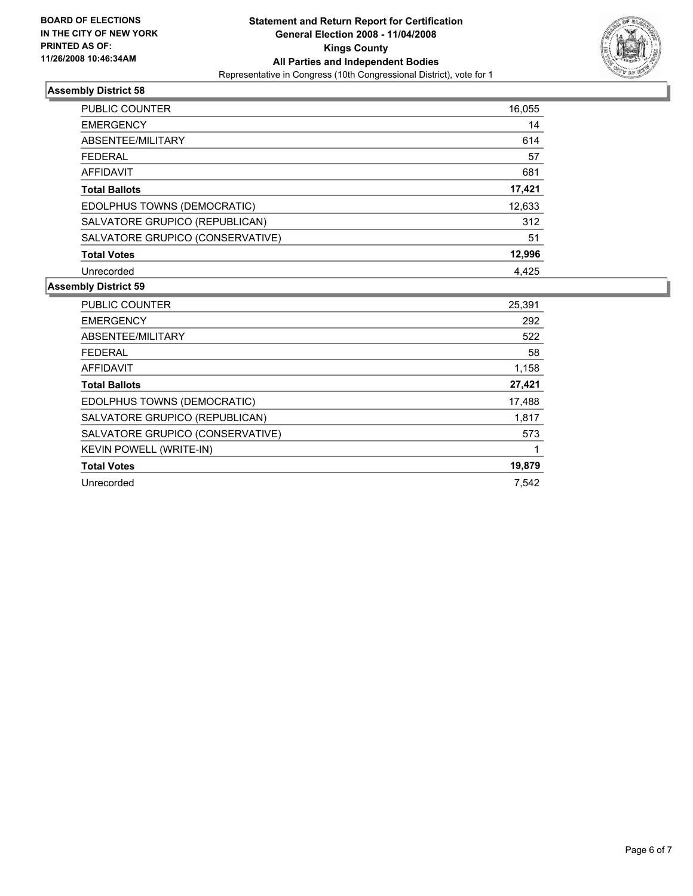**BOARD OF ELECTIONS IN THE CITY OF NEW YORK PRINTED AS OF: 11/26/2008 10:46:34AM**

**Statement and Return Report for Certification**
**General Election 2008 - 11/04/2008**
**Kings County**
**All Parties and Independent Bodies**
Representative in Congress (10th Congressional District), vote for 1

### Assembly District 58

| | |
|---|---|
| PUBLIC COUNTER | 16,055 |
| EMERGENCY | 14 |
| ABSENTEE/MILITARY | 614 |
| FEDERAL | 57 |
| AFFIDAVIT | 681 |
| **Total Ballots** | **17,421** |
| EDOLPHUS TOWNS (DEMOCRATIC) | 12,633 |
| SALVATORE GRUPICO (REPUBLICAN) | 312 |
| SALVATORE GRUPICO (CONSERVATIVE) | 51 |
| **Total Votes** | **12,996** |
| Unrecorded | 4,425 |

### Assembly District 59

| | |
|---|---|
| PUBLIC COUNTER | 25,391 |
| EMERGENCY | 292 |
| ABSENTEE/MILITARY | 522 |
| FEDERAL | 58 |
| AFFIDAVIT | 1,158 |
| **Total Ballots** | **27,421** |
| EDOLPHUS TOWNS (DEMOCRATIC) | 17,488 |
| SALVATORE GRUPICO (REPUBLICAN) | 1,817 |
| SALVATORE GRUPICO (CONSERVATIVE) | 573 |
| KEVIN POWELL (WRITE-IN) | 1 |
| **Total Votes** | **19,879** |
| Unrecorded | 7,542 |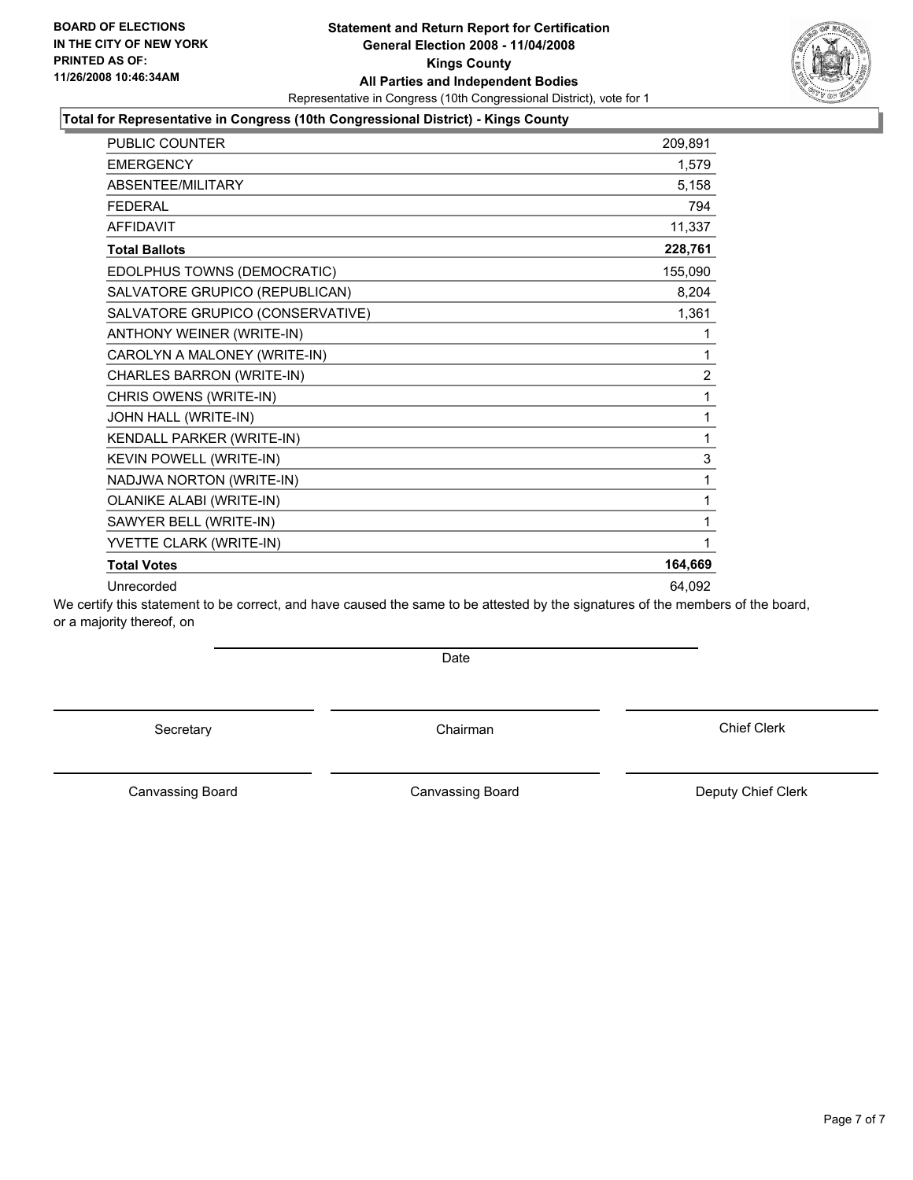**BOARD OF ELECTIONS IN THE CITY OF NEW YORK PRINTED AS OF: 11/26/2008 10:46:34AM**

**Statement and Return Report for Certification**
**General Election 2008 - 11/04/2008**
**Kings County**
**All Parties and Independent Bodies**
Representative in Congress (10th Congressional District), vote for 1

**Total for Representative in Congress (10th Congressional District) - Kings County**

| | |
|---|---|
| PUBLIC COUNTER | 209,891 |
| EMERGENCY | 1,579 |
| ABSENTEE/MILITARY | 5,158 |
| FEDERAL | 794 |
| AFFIDAVIT | 11,337 |
| **Total Ballots** | **228,761** |
| EDOLPHUS TOWNS (DEMOCRATIC) | 155,090 |
| SALVATORE GRUPICO (REPUBLICAN) | 8,204 |
| SALVATORE GRUPICO (CONSERVATIVE) | 1,361 |
| ANTHONY WEINER (WRITE-IN) | 1 |
| CAROLYN A MALONEY (WRITE-IN) | 1 |
| CHARLES BARRON (WRITE-IN) | 2 |
| CHRIS OWENS (WRITE-IN) | 1 |
| JOHN HALL (WRITE-IN) | 1 |
| KENDALL PARKER (WRITE-IN) | 1 |
| KEVIN POWELL (WRITE-IN) | 3 |
| NADJWA NORTON (WRITE-IN) | 1 |
| OLANIKE ALABI (WRITE-IN) | 1 |
| SAWYER BELL (WRITE-IN) | 1 |
| YVETTE CLARK (WRITE-IN) | 1 |
| **Total Votes** | **164,669** |
| Unrecorded | 64,092 |

We certify this statement to be correct, and have caused the same to be attested by the signatures of the members of the board, or a majority thereof, on

Date

Secretary — Chairman — Chief Clerk

Canvassing Board — Canvassing Board — Deputy Chief Clerk